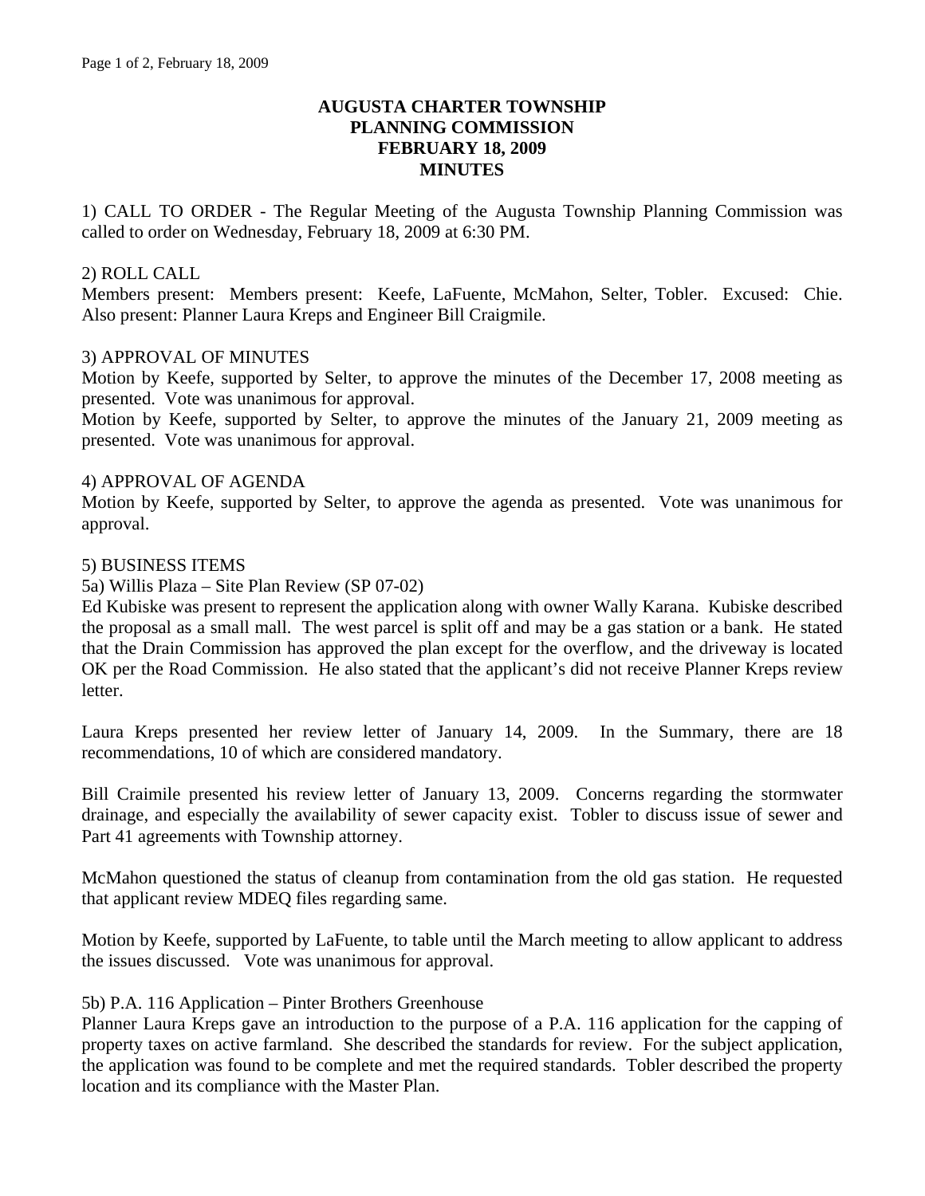# AUGUSTA CHARTER TOWNSHIP
# PLANNING COMMISSION
# FEBRUARY 18, 2009
# MINUTES

1) CALL TO ORDER - The Regular Meeting of the Augusta Township Planning Commission was called to order on Wednesday, February 18, 2009 at 6:30 PM.

2) ROLL CALL
Members present: Members present: Keefe, LaFuente, McMahon, Selter, Tobler. Excused: Chie. Also present: Planner Laura Kreps and Engineer Bill Craigmile.

3) APPROVAL OF MINUTES
Motion by Keefe, supported by Selter, to approve the minutes of the December 17, 2008 meeting as presented. Vote was unanimous for approval.
Motion by Keefe, supported by Selter, to approve the minutes of the January 21, 2009 meeting as presented. Vote was unanimous for approval.

4) APPROVAL OF AGENDA
Motion by Keefe, supported by Selter, to approve the agenda as presented. Vote was unanimous for approval.

5) BUSINESS ITEMS
5a) Willis Plaza – Site Plan Review (SP 07-02)
Ed Kubiske was present to represent the application along with owner Wally Karana. Kubiske described the proposal as a small mall. The west parcel is split off and may be a gas station or a bank. He stated that the Drain Commission has approved the plan except for the overflow, and the driveway is located OK per the Road Commission. He also stated that the applicant's did not receive Planner Kreps review letter.

Laura Kreps presented her review letter of January 14, 2009. In the Summary, there are 18 recommendations, 10 of which are considered mandatory.

Bill Craimile presented his review letter of January 13, 2009. Concerns regarding the stormwater drainage, and especially the availability of sewer capacity exist. Tobler to discuss issue of sewer and Part 41 agreements with Township attorney.

McMahon questioned the status of cleanup from contamination from the old gas station. He requested that applicant review MDEQ files regarding same.

Motion by Keefe, supported by LaFuente, to table until the March meeting to allow applicant to address the issues discussed. Vote was unanimous for approval.

5b) P.A. 116 Application – Pinter Brothers Greenhouse
Planner Laura Kreps gave an introduction to the purpose of a P.A. 116 application for the capping of property taxes on active farmland. She described the standards for review. For the subject application, the application was found to be complete and met the required standards. Tobler described the property location and its compliance with the Master Plan.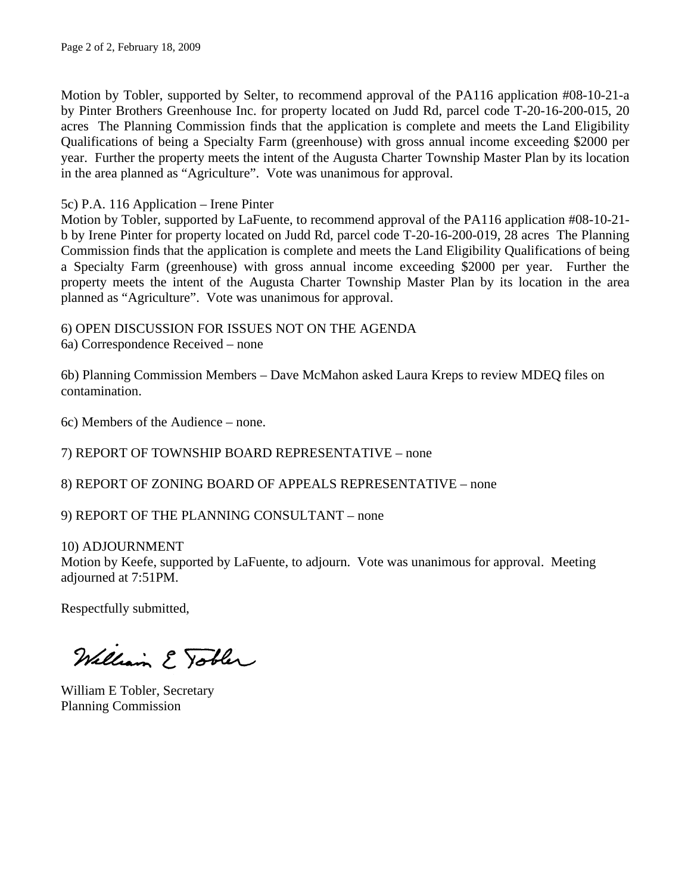Motion by Tobler, supported by Selter, to recommend approval of the PA116 application #08-10-21-a by Pinter Brothers Greenhouse Inc. for property located on Judd Rd, parcel code T-20-16-200-015, 20 acres The Planning Commission finds that the application is complete and meets the Land Eligibility Qualifications of being a Specialty Farm (greenhouse) with gross annual income exceeding $2000 per year. Further the property meets the intent of the Augusta Charter Township Master Plan by its location in the area planned as "Agriculture". Vote was unanimous for approval.

5c) P.A. 116 Application – Irene Pinter
Motion by Tobler, supported by LaFuente, to recommend approval of the PA116 application #08-10-21-b by Irene Pinter for property located on Judd Rd, parcel code T-20-16-200-019, 28 acres The Planning Commission finds that the application is complete and meets the Land Eligibility Qualifications of being a Specialty Farm (greenhouse) with gross annual income exceeding $2000 per year. Further the property meets the intent of the Augusta Charter Township Master Plan by its location in the area planned as "Agriculture". Vote was unanimous for approval.

6) OPEN DISCUSSION FOR ISSUES NOT ON THE AGENDA
6a) Correspondence Received – none

6b) Planning Commission Members – Dave McMahon asked Laura Kreps to review MDEQ files on contamination.

6c) Members of the Audience – none.

7) REPORT OF TOWNSHIP BOARD REPRESENTATIVE – none

8) REPORT OF ZONING BOARD OF APPEALS REPRESENTATIVE – none

9) REPORT OF THE PLANNING CONSULTANT – none

10) ADJOURNMENT
Motion by Keefe, supported by LaFuente, to adjourn. Vote was unanimous for approval. Meeting adjourned at 7:51PM.

Respectfully submitted,

William E Tobler

William E Tobler, Secretary
Planning Commission